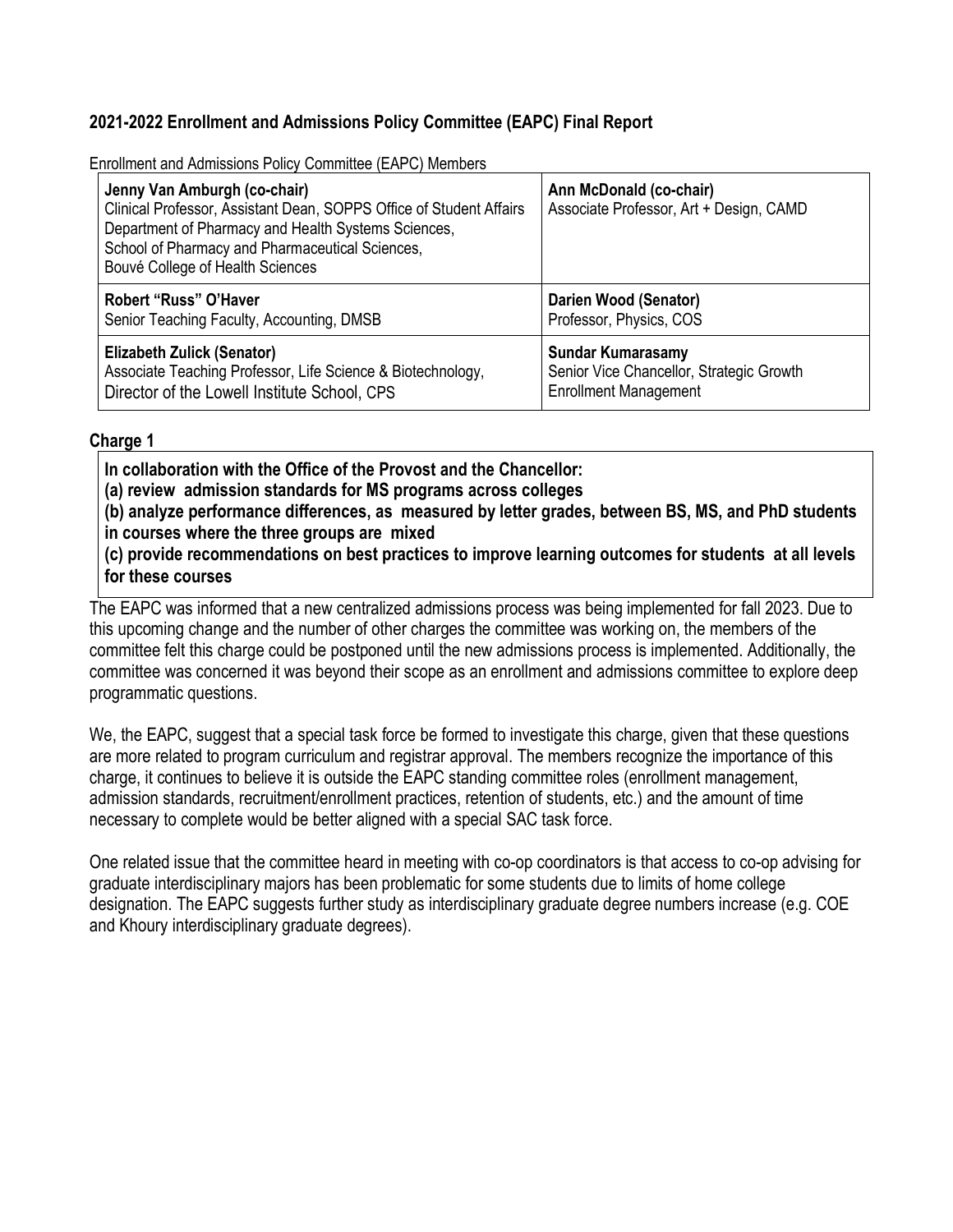# 2021-2022 Enrollment and Admissions Policy Committee (EAPC) Final Report

Enrollment and Admissions Policy Committee (EAPC) Members

| | |
|---|---|
| **Jenny Van Amburgh (co-chair)**<br>Clinical Professor, Assistant Dean, SOPPS Office of Student Affairs<br>Department of Pharmacy and Health Systems Sciences,<br>School of Pharmacy and Pharmaceutical Sciences,<br>Bouvé College of Health Sciences | **Ann McDonald (co-chair)**<br>Associate Professor, Art + Design, CAMD |
| **Robert "Russ" O'Haver**<br>Senior Teaching Faculty, Accounting, DMSB | **Darien Wood (Senator)**<br>Professor, Physics, COS |
| **Elizabeth Zulick (Senator)**<br>Associate Teaching Professor, Life Science & Biotechnology,<br>Director of the Lowell Institute School, CPS | **Sundar Kumarasamy**<br>Senior Vice Chancellor, Strategic Growth<br>Enrollment Management |

## Charge 1

**In collaboration with the Office of the Provost and the Chancellor:**
**(a) review admission standards for MS programs across colleges**
**(b) analyze performance differences, as measured by letter grades, between BS, MS, and PhD students in courses where the three groups are mixed**
**(c) provide recommendations on best practices to improve learning outcomes for students at all levels for these courses**

The EAPC was informed that a new centralized admissions process was being implemented for fall 2023. Due to this upcoming change and the number of other charges the committee was working on, the members of the committee felt this charge could be postponed until the new admissions process is implemented. Additionally, the committee was concerned it was beyond their scope as an enrollment and admissions committee to explore deep programmatic questions.

We, the EAPC, suggest that a special task force be formed to investigate this charge, given that these questions are more related to program curriculum and registrar approval. The members recognize the importance of this charge, it continues to believe it is outside the EAPC standing committee roles (enrollment management, admission standards, recruitment/enrollment practices, retention of students, etc.) and the amount of time necessary to complete would be better aligned with a special SAC task force.

One related issue that the committee heard in meeting with co-op coordinators is that access to co-op advising for graduate interdisciplinary majors has been problematic for some students due to limits of home college designation. The EAPC suggests further study as interdisciplinary graduate degree numbers increase (e.g. COE and Khoury interdisciplinary graduate degrees).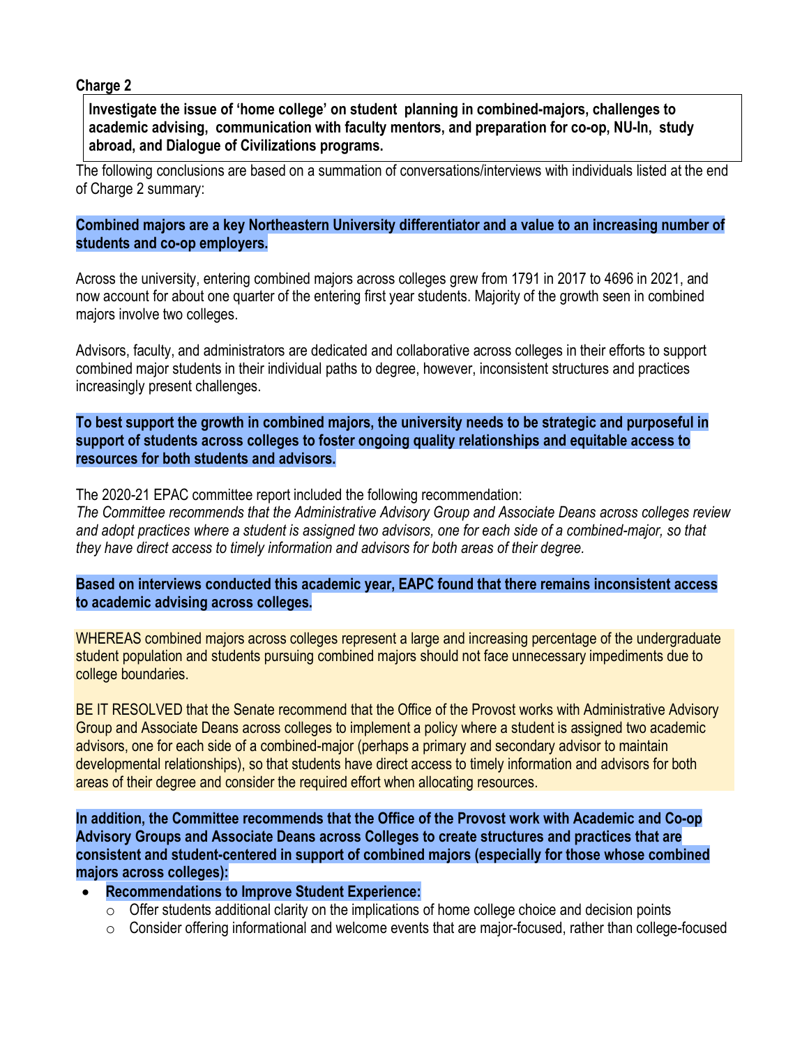**Charge 2**

**Investigate the issue of 'home college' on student planning in combined-majors, challenges to academic advising, communication with faculty mentors, and preparation for co-op, NU-In, study abroad, and Dialogue of Civilizations programs.**

The following conclusions are based on a summation of conversations/interviews with individuals listed at the end of Charge 2 summary:

**Combined majors are a key Northeastern University differentiator and a value to an increasing number of students and co-op employers.**

Across the university, entering combined majors across colleges grew from 1791 in 2017 to 4696 in 2021, and now account for about one quarter of the entering first year students. Majority of the growth seen in combined majors involve two colleges.

Advisors, faculty, and administrators are dedicated and collaborative across colleges in their efforts to support combined major students in their individual paths to degree, however, inconsistent structures and practices increasingly present challenges.

**To best support the growth in combined majors, the university needs to be strategic and purposeful in support of students across colleges to foster ongoing quality relationships and equitable access to resources for both students and advisors.**

The 2020-21 EPAC committee report included the following recommendation:
*The Committee recommends that the Administrative Advisory Group and Associate Deans across colleges review and adopt practices where a student is assigned two advisors, one for each side of a combined-major, so that they have direct access to timely information and advisors for both areas of their degree.*

**Based on interviews conducted this academic year, EAPC found that there remains inconsistent access to academic advising across colleges.**

WHEREAS combined majors across colleges represent a large and increasing percentage of the undergraduate student population and students pursuing combined majors should not face unnecessary impediments due to college boundaries.

BE IT RESOLVED that the Senate recommend that the Office of the Provost works with Administrative Advisory Group and Associate Deans across colleges to implement a policy where a student is assigned two academic advisors, one for each side of a combined-major (perhaps a primary and secondary advisor to maintain developmental relationships), so that students have direct access to timely information and advisors for both areas of their degree and consider the required effort when allocating resources.

**In addition, the Committee recommends that the Office of the Provost work with Academic and Co-op Advisory Groups and Associate Deans across Colleges to create structures and practices that are consistent and student-centered in support of combined majors (especially for those whose combined majors across colleges):**

- **Recommendations to Improve Student Experience:**
  - Offer students additional clarity on the implications of home college choice and decision points
  - Consider offering informational and welcome events that are major-focused, rather than college-focused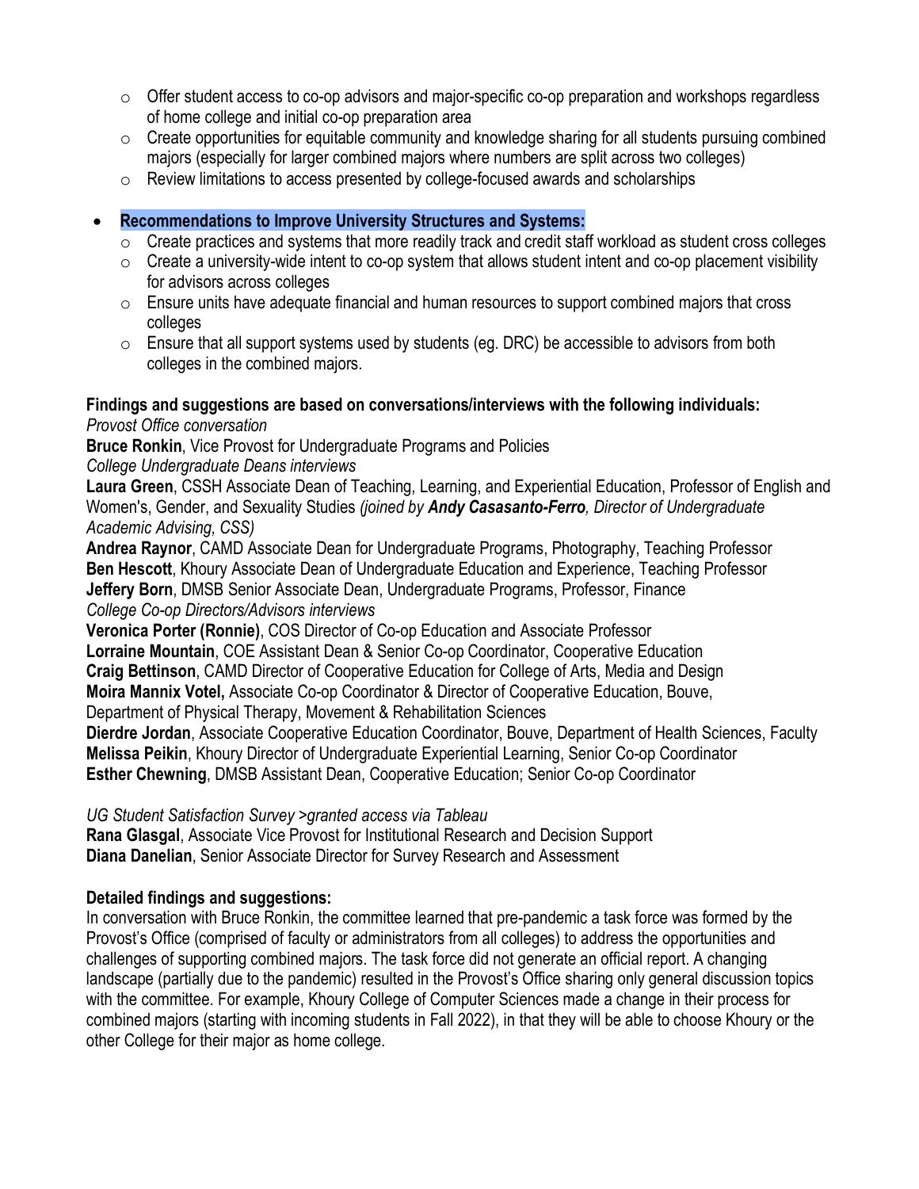- Offer student access to co-op advisors and major-specific co-op preparation and workshops regardless of home college and initial co-op preparation area
  - Create opportunities for equitable community and knowledge sharing for all students pursuing combined majors (especially for larger combined majors where numbers are split across two colleges)
  - Review limitations to access presented by college-focused awards and scholarships

- **Recommendations to Improve University Structures and Systems:**
  - Create practices and systems that more readily track and credit staff workload as student cross colleges
  - Create a university-wide intent to co-op system that allows student intent and co-op placement visibility for advisors across colleges
  - Ensure units have adequate financial and human resources to support combined majors that cross colleges
  - Ensure that all support systems used by students (eg. DRC) be accessible to advisors from both colleges in the combined majors.

**Findings and suggestions are based on conversations/interviews with the following individuals:**

*Provost Office conversation*

**Bruce Ronkin**, Vice Provost for Undergraduate Programs and Policies

*College Undergraduate Deans interviews*

**Laura Green**, CSSH Associate Dean of Teaching, Learning, and Experiential Education, Professor of English and Women's, Gender, and Sexuality Studies *(joined by **Andy Casasanto-Ferro**, Director of Undergraduate Academic Advising, CSS)*

**Andrea Raynor**, CAMD Associate Dean for Undergraduate Programs, Photography, Teaching Professor

**Ben Hescott**, Khoury Associate Dean of Undergraduate Education and Experience, Teaching Professor

**Jeffery Born**, DMSB Senior Associate Dean, Undergraduate Programs, Professor, Finance

*College Co-op Directors/Advisors interviews*

**Veronica Porter (Ronnie)**, COS Director of Co-op Education and Associate Professor

**Lorraine Mountain**, COE Assistant Dean & Senior Co-op Coordinator, Cooperative Education

**Craig Bettinson**, CAMD Director of Cooperative Education for College of Arts, Media and Design

**Moira Mannix Votel,** Associate Co-op Coordinator & Director of Cooperative Education, Bouve, Department of Physical Therapy, Movement & Rehabilitation Sciences

**Dierdre Jordan**, Associate Cooperative Education Coordinator, Bouve, Department of Health Sciences, Faculty

**Melissa Peikin**, Khoury Director of Undergraduate Experiential Learning, Senior Co-op Coordinator

**Esther Chewning**, DMSB Assistant Dean, Cooperative Education; Senior Co-op Coordinator

*UG Student Satisfaction Survey >granted access via Tableau*

**Rana Glasgal**, Associate Vice Provost for Institutional Research and Decision Support

**Diana Danelian**, Senior Associate Director for Survey Research and Assessment

**Detailed findings and suggestions:**

In conversation with Bruce Ronkin, the committee learned that pre-pandemic a task force was formed by the Provost's Office (comprised of faculty or administrators from all colleges) to address the opportunities and challenges of supporting combined majors. The task force did not generate an official report. A changing landscape (partially due to the pandemic) resulted in the Provost's Office sharing only general discussion topics with the committee. For example, Khoury College of Computer Sciences made a change in their process for combined majors (starting with incoming students in Fall 2022), in that they will be able to choose Khoury or the other College for their major as home college.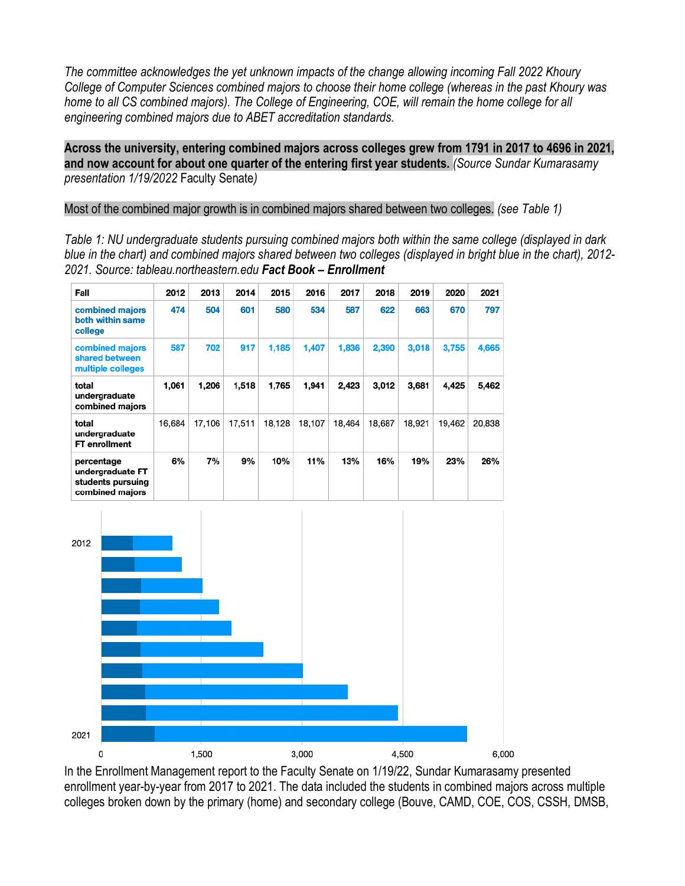*The committee acknowledges the yet unknown impacts of the change allowing incoming Fall 2022 Khoury College of Computer Sciences combined majors to choose their home college (whereas in the past Khoury was home to all CS combined majors). The College of Engineering, COE, will remain the home college for all engineering combined majors due to ABET accreditation standards.*

**Across the university, entering combined majors across colleges grew from 1791 in 2017 to 4696 in 2021, and now account for about one quarter of the entering first year students.** *(Source Sundar Kumarasamy presentation 1/19/2022* Faculty Senate*)*

Most of the combined major growth is in combined majors shared between two colleges. *(see Table 1)*

*Table 1: NU undergraduate students pursuing combined majors both within the same college (displayed in dark blue in the chart) and combined majors shared between two colleges (displayed in bright blue in the chart), 2012-2021. Source: tableau.northeastern.edu* ***Fact Book – Enrollment***

| Fall | 2012 | 2013 | 2014 | 2015 | 2016 | 2017 | 2018 | 2019 | 2020 | 2021 |
|---|---|---|---|---|---|---|---|---|---|---|
| combined majors both within same college | 474 | 504 | 601 | 580 | 534 | 587 | 622 | 663 | 670 | 797 |
| combined majors shared between multiple colleges | 587 | 702 | 917 | 1,185 | 1,407 | 1,836 | 2,390 | 3,018 | 3,755 | 4,665 |
| total undergraduate combined majors | 1,061 | 1,206 | 1,518 | 1,765 | 1,941 | 2,423 | 3,012 | 3,681 | 4,425 | 5,462 |
| total undergraduate FT enrollment | 16,684 | 17,106 | 17,511 | 18,128 | 18,107 | 18,464 | 18,687 | 18,921 | 19,462 | 20,838 |
| percentage undergraduate FT students pursuing combined majors | 6% | 7% | 9% | 10% | 11% | 13% | 16% | 19% | 23% | 26% |

In the Enrollment Management report to the Faculty Senate on 1/19/22, Sundar Kumarasamy presented enrollment year-by-year from 2017 to 2021. The data included the students in combined majors across multiple colleges broken down by the primary (home) and secondary college (Bouve, CAMD, COE, COS, CSSH, DMSB,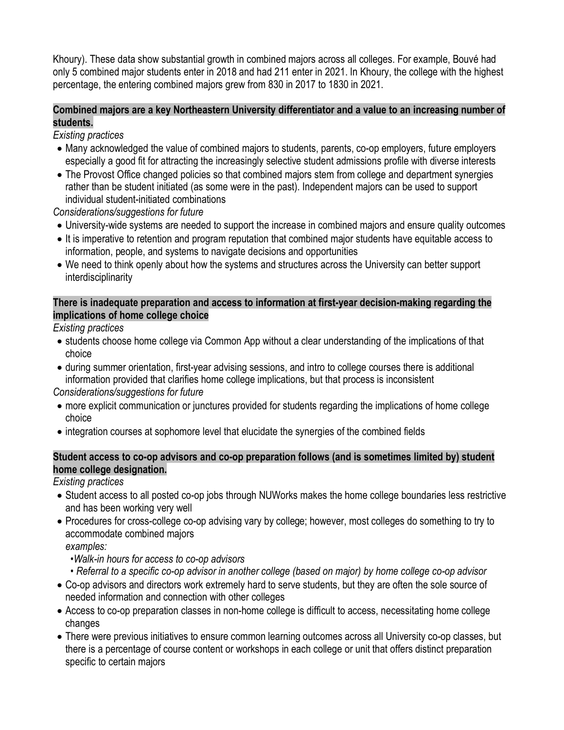Khoury). These data show substantial growth in combined majors across all colleges. For example, Bouvé had only 5 combined major students enter in 2018 and had 211 enter in 2021. In Khoury, the college with the highest percentage, the entering combined majors grew from 830 in 2017 to 1830 in 2021.

**Combined majors are a key Northeastern University differentiator and a value to an increasing number of students.**

*Existing practices*

- Many acknowledged the value of combined majors to students, parents, co-op employers, future employers especially a good fit for attracting the increasingly selective student admissions profile with diverse interests
- The Provost Office changed policies so that combined majors stem from college and department synergies rather than be student initiated (as some were in the past). Independent majors can be used to support individual student-initiated combinations

*Considerations/suggestions for future*

- University-wide systems are needed to support the increase in combined majors and ensure quality outcomes
- It is imperative to retention and program reputation that combined major students have equitable access to information, people, and systems to navigate decisions and opportunities
- We need to think openly about how the systems and structures across the University can better support interdisciplinarity

**There is inadequate preparation and access to information at first-year decision-making regarding the implications of home college choice**

*Existing practices*

- students choose home college via Common App without a clear understanding of the implications of that choice
- during summer orientation, first-year advising sessions, and intro to college courses there is additional information provided that clarifies home college implications, but that process is inconsistent

*Considerations/suggestions for future*

- more explicit communication or junctures provided for students regarding the implications of home college choice
- integration courses at sophomore level that elucidate the synergies of the combined fields

**Student access to co-op advisors and co-op preparation follows (and is sometimes limited by) student home college designation.**

*Existing practices*

- Student access to all posted co-op jobs through NUWorks makes the home college boundaries less restrictive and has been working very well
- Procedures for cross-college co-op advising vary by college; however, most colleges do something to try to accommodate combined majors
  *examples:*
  - *Walk-in hours for access to co-op advisors*
  - *Referral to a specific co-op advisor in another college (based on major) by home college co-op advisor*
- Co-op advisors and directors work extremely hard to serve students, but they are often the sole source of needed information and connection with other colleges
- Access to co-op preparation classes in non-home college is difficult to access, necessitating home college changes
- There were previous initiatives to ensure common learning outcomes across all University co-op classes, but there is a percentage of course content or workshops in each college or unit that offers distinct preparation specific to certain majors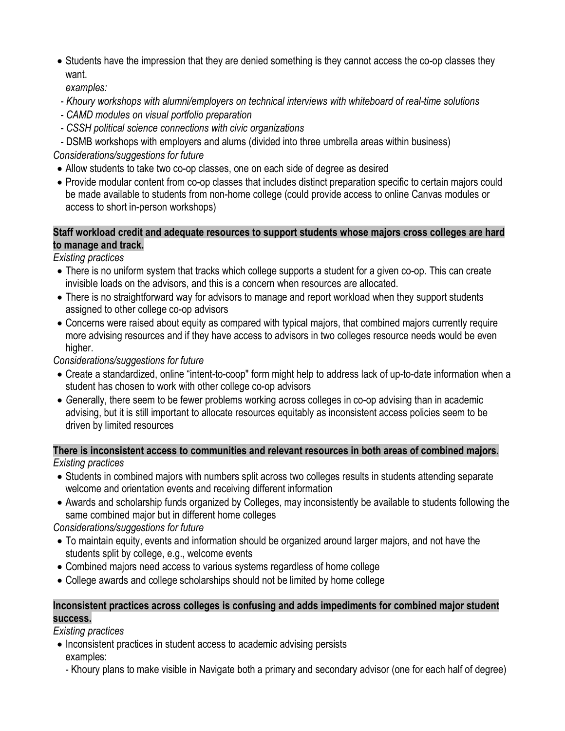- Students have the impression that they are denied something is they cannot access the co-op classes they want.
  *examples:*
  - *Khoury workshops with alumni/employers on technical interviews with whiteboard of real-time solutions*
  - *CAMD modules on visual portfolio preparation*
  - *CSSH political science connections with civic organizations*
  - DSMB workshops with employers and alums (divided into three umbrella areas within business)

*Considerations/suggestions for future*

- Allow students to take two co-op classes, one on each side of degree as desired
- Provide modular content from co-op classes that includes distinct preparation specific to certain majors could be made available to students from non-home college (could provide access to online Canvas modules or access to short in-person workshops)

**Staff workload credit and adequate resources to support students whose majors cross colleges are hard to manage and track.**

*Existing practices*

- There is no uniform system that tracks which college supports a student for a given co-op. This can create invisible loads on the advisors, and this is a concern when resources are allocated.
- There is no straightforward way for advisors to manage and report workload when they support students assigned to other college co-op advisors
- Concerns were raised about equity as compared with typical majors, that combined majors currently require more advising resources and if they have access to advisors in two colleges resource needs would be even higher.

*Considerations/suggestions for future*

- Create a standardized, online "intent-to-coop" form might help to address lack of up-to-date information when a student has chosen to work with other college co-op advisors
- Generally, there seem to be fewer problems working across colleges in co-op advising than in academic advising, but it is still important to allocate resources equitably as inconsistent access policies seem to be driven by limited resources

**There is inconsistent access to communities and relevant resources in both areas of combined majors.**

*Existing practices*

- Students in combined majors with numbers split across two colleges results in students attending separate welcome and orientation events and receiving different information
- Awards and scholarship funds organized by Colleges, may inconsistently be available to students following the same combined major but in different home colleges

*Considerations/suggestions for future*

- To maintain equity, events and information should be organized around larger majors, and not have the students split by college, e.g., welcome events
- Combined majors need access to various systems regardless of home college
- College awards and college scholarships should not be limited by home college

**Inconsistent practices across colleges is confusing and adds impediments for combined major student success.**

*Existing practices*

- Inconsistent practices in student access to academic advising persists
  examples:
  - Khoury plans to make visible in Navigate both a primary and secondary advisor (one for each half of degree)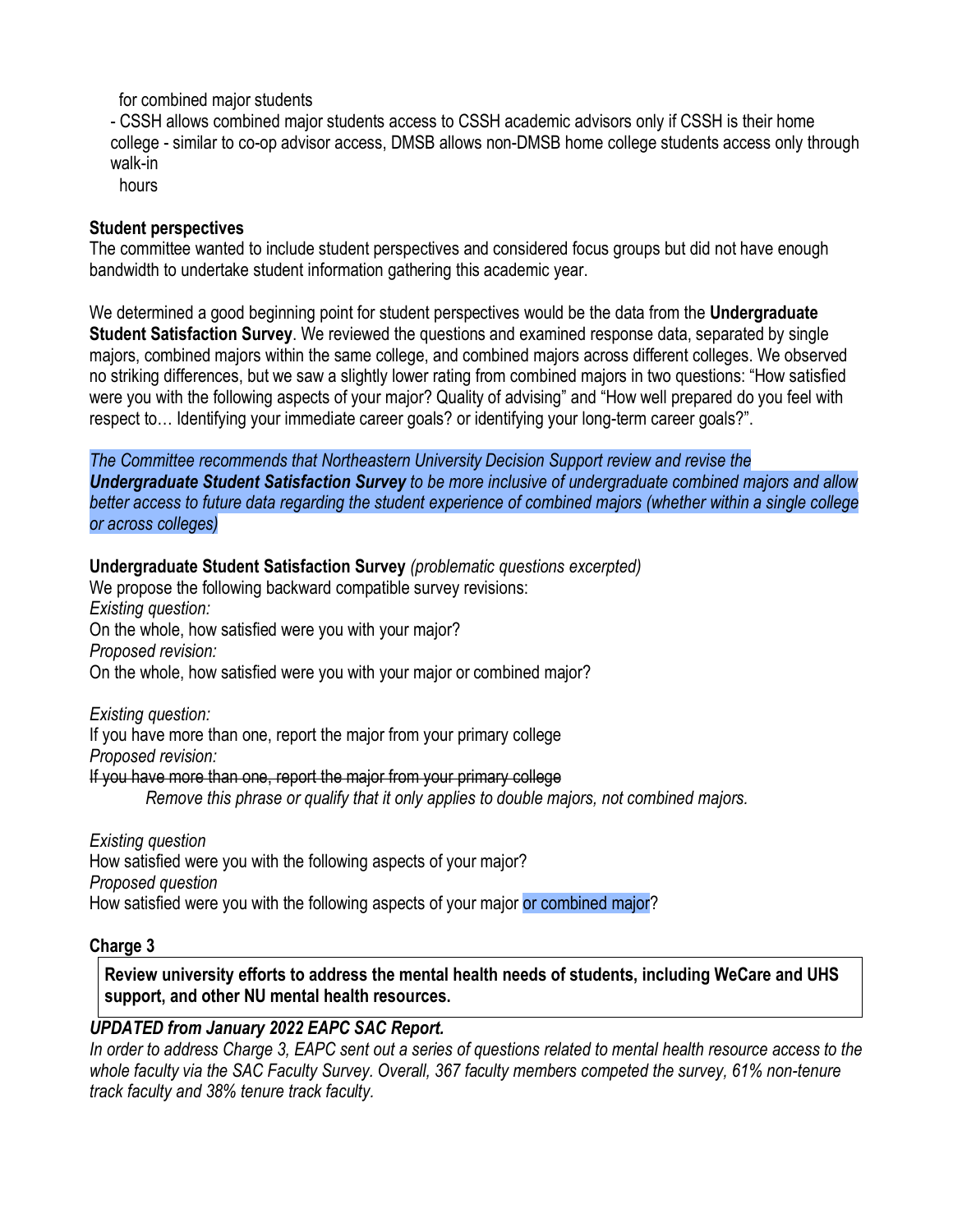for combined major students

- CSSH allows combined major students access to CSSH academic advisors only if CSSH is their home college - similar to co-op advisor access, DMSB allows non-DMSB home college students access only through walk-in hours

**Student perspectives**

The committee wanted to include student perspectives and considered focus groups but did not have enough bandwidth to undertake student information gathering this academic year.

We determined a good beginning point for student perspectives would be the data from the **Undergraduate Student Satisfaction Survey**. We reviewed the questions and examined response data, separated by single majors, combined majors within the same college, and combined majors across different colleges. We observed no striking differences, but we saw a slightly lower rating from combined majors in two questions: "How satisfied were you with the following aspects of your major? Quality of advising" and "How well prepared do you feel with respect to… Identifying your immediate career goals? or identifying your long-term career goals?".

*The Committee recommends that Northeastern University Decision Support review and revise the **Undergraduate Student Satisfaction Survey** to be more inclusive of undergraduate combined majors and allow better access to future data regarding the student experience of combined majors (whether within a single college or across colleges)*

**Undergraduate Student Satisfaction Survey** *(problematic questions excerpted)*

We propose the following backward compatible survey revisions:

*Existing question:*

On the whole, how satisfied were you with your major?

*Proposed revision:*

On the whole, how satisfied were you with your major or combined major?

*Existing question:*

If you have more than one, report the major from your primary college

*Proposed revision:*

~~If you have more than one, report the major from your primary college~~

*Remove this phrase or qualify that it only applies to double majors, not combined majors.*

*Existing question*

How satisfied were you with the following aspects of your major?

*Proposed question*

How satisfied were you with the following aspects of your major or combined major?

**Charge 3**

**Review university efforts to address the mental health needs of students, including WeCare and UHS support, and other NU mental health resources.**

***UPDATED from January 2022 EAPC SAC Report.***

*In order to address Charge 3, EAPC sent out a series of questions related to mental health resource access to the whole faculty via the SAC Faculty Survey. Overall, 367 faculty members competed the survey, 61% non-tenure track faculty and 38% tenure track faculty.*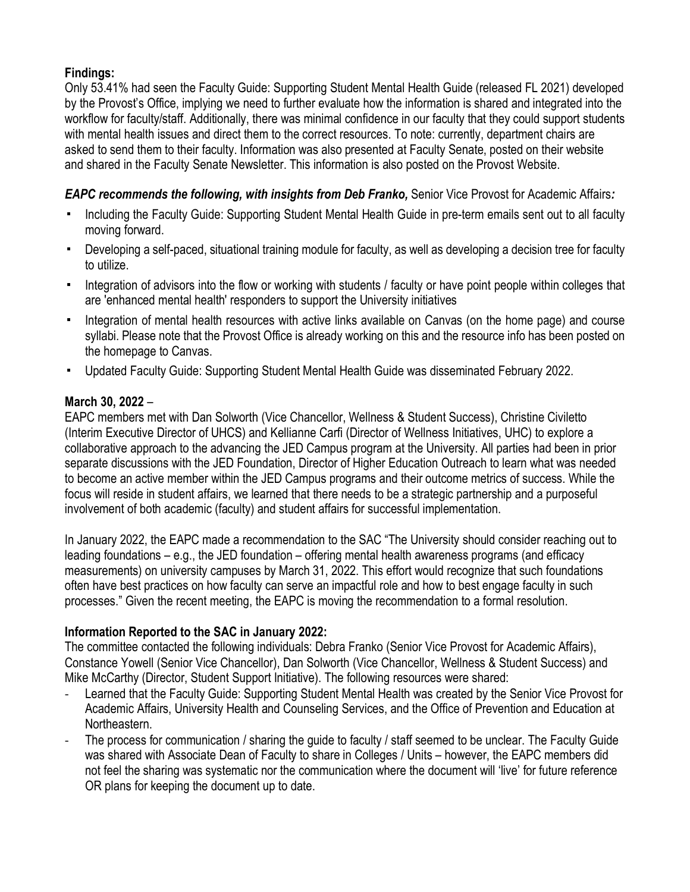**Findings:**

Only 53.41% had seen the Faculty Guide: Supporting Student Mental Health Guide (released FL 2021) developed by the Provost's Office, implying we need to further evaluate how the information is shared and integrated into the workflow for faculty/staff. Additionally, there was minimal confidence in our faculty that they could support students with mental health issues and direct them to the correct resources. To note: currently, department chairs are asked to send them to their faculty. Information was also presented at Faculty Senate, posted on their website and shared in the Faculty Senate Newsletter. This information is also posted on the Provost Website.

***EAPC recommends the following, with insights from Deb Franko,*** *Senior Vice Provost for Academic Affairs**:***

- Including the Faculty Guide: Supporting Student Mental Health Guide in pre-term emails sent out to all faculty moving forward.
- Developing a self-paced, situational training module for faculty, as well as developing a decision tree for faculty to utilize.
- Integration of advisors into the flow or working with students / faculty or have point people within colleges that are 'enhanced mental health' responders to support the University initiatives
- Integration of mental health resources with active links available on Canvas (on the home page) and course syllabi. Please note that the Provost Office is already working on this and the resource info has been posted on the homepage to Canvas.
- Updated Faculty Guide: Supporting Student Mental Health Guide was disseminated February 2022.

**March 30, 2022** –

EAPC members met with Dan Solworth (Vice Chancellor, Wellness & Student Success), Christine Civiletto (Interim Executive Director of UHCS) and Kellianne Carfi (Director of Wellness Initiatives, UHC) to explore a collaborative approach to the advancing the JED Campus program at the University. All parties had been in prior separate discussions with the JED Foundation, Director of Higher Education Outreach to learn what was needed to become an active member within the JED Campus programs and their outcome metrics of success. While the focus will reside in student affairs, we learned that there needs to be a strategic partnership and a purposeful involvement of both academic (faculty) and student affairs for successful implementation.

In January 2022, the EAPC made a recommendation to the SAC "The University should consider reaching out to leading foundations – e.g., the JED foundation – offering mental health awareness programs (and efficacy measurements) on university campuses by March 31, 2022. This effort would recognize that such foundations often have best practices on how faculty can serve an impactful role and how to best engage faculty in such processes." Given the recent meeting, the EAPC is moving the recommendation to a formal resolution.

**Information Reported to the SAC in January 2022:**

The committee contacted the following individuals: Debra Franko (Senior Vice Provost for Academic Affairs), Constance Yowell (Senior Vice Chancellor), Dan Solworth (Vice Chancellor, Wellness & Student Success) and Mike McCarthy (Director, Student Support Initiative). The following resources were shared:

- Learned that the Faculty Guide: Supporting Student Mental Health was created by the Senior Vice Provost for Academic Affairs, University Health and Counseling Services, and the Office of Prevention and Education at Northeastern.
- The process for communication / sharing the guide to faculty / staff seemed to be unclear. The Faculty Guide was shared with Associate Dean of Faculty to share in Colleges / Units – however, the EAPC members did not feel the sharing was systematic nor the communication where the document will 'live' for future reference OR plans for keeping the document up to date.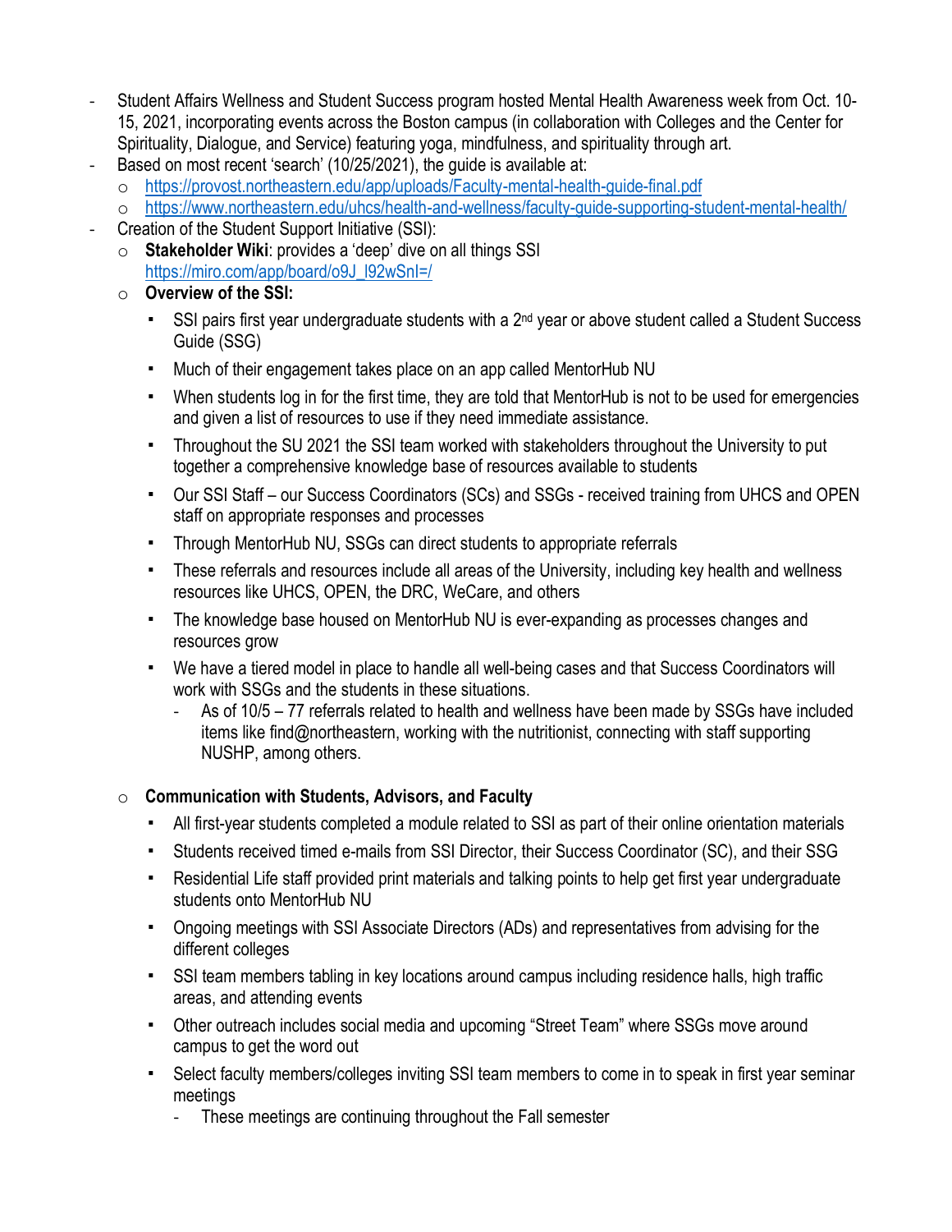- Student Affairs Wellness and Student Success program hosted Mental Health Awareness week from Oct. 10-15, 2021, incorporating events across the Boston campus (in collaboration with Colleges and the Center for Spirituality, Dialogue, and Service) featuring yoga, mindfulness, and spirituality through art.
- Based on most recent 'search' (10/25/2021), the guide is available at:
  - https://provost.northeastern.edu/app/uploads/Faculty-mental-health-guide-final.pdf
  - https://www.northeastern.edu/uhcs/health-and-wellness/faculty-guide-supporting-student-mental-health/
- Creation of the Student Support Initiative (SSI):
  - **Stakeholder Wiki**: provides a 'deep' dive on all things SSI https://miro.com/app/board/o9J_l92wSnI=/
  - **Overview of the SSI:**
    - SSI pairs first year undergraduate students with a 2nd year or above student called a Student Success Guide (SSG)
    - Much of their engagement takes place on an app called MentorHub NU
    - When students log in for the first time, they are told that MentorHub is not to be used for emergencies and given a list of resources to use if they need immediate assistance.
    - Throughout the SU 2021 the SSI team worked with stakeholders throughout the University to put together a comprehensive knowledge base of resources available to students
    - Our SSI Staff – our Success Coordinators (SCs) and SSGs - received training from UHCS and OPEN staff on appropriate responses and processes
    - Through MentorHub NU, SSGs can direct students to appropriate referrals
    - These referrals and resources include all areas of the University, including key health and wellness resources like UHCS, OPEN, the DRC, WeCare, and others
    - The knowledge base housed on MentorHub NU is ever-expanding as processes changes and resources grow
    - We have a tiered model in place to handle all well-being cases and that Success Coordinators will work with SSGs and the students in these situations.
      - As of 10/5 – 77 referrals related to health and wellness have been made by SSGs have included items like find@northeastern, working with the nutritionist, connecting with staff supporting NUSHP, among others.
  - **Communication with Students, Advisors, and Faculty**
    - All first-year students completed a module related to SSI as part of their online orientation materials
    - Students received timed e-mails from SSI Director, their Success Coordinator (SC), and their SSG
    - Residential Life staff provided print materials and talking points to help get first year undergraduate students onto MentorHub NU
    - Ongoing meetings with SSI Associate Directors (ADs) and representatives from advising for the different colleges
    - SSI team members tabling in key locations around campus including residence halls, high traffic areas, and attending events
    - Other outreach includes social media and upcoming "Street Team" where SSGs move around campus to get the word out
    - Select faculty members/colleges inviting SSI team members to come in to speak in first year seminar meetings
      - These meetings are continuing throughout the Fall semester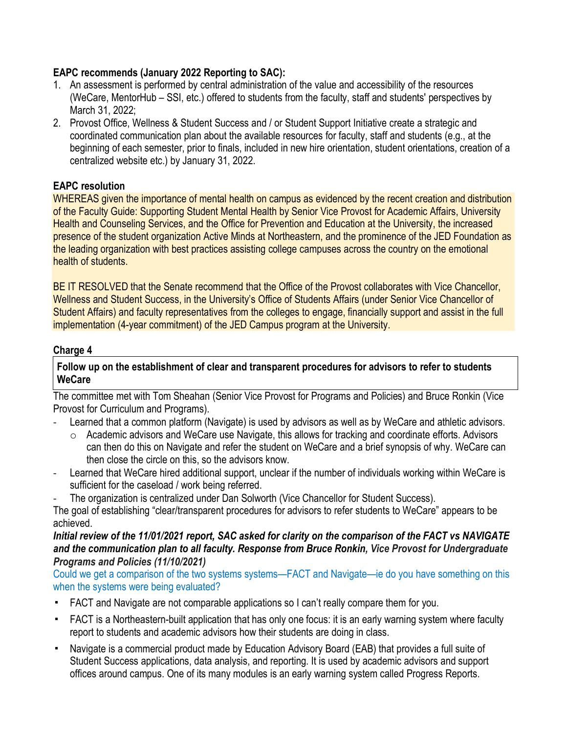**EAPC recommends (January 2022 Reporting to SAC):**

1. An assessment is performed by central administration of the value and accessibility of the resources (WeCare, MentorHub – SSI, etc.) offered to students from the faculty, staff and students' perspectives by March 31, 2022;
2. Provost Office, Wellness & Student Success and / or Student Support Initiative create a strategic and coordinated communication plan about the available resources for faculty, staff and students (e.g., at the beginning of each semester, prior to finals, included in new hire orientation, student orientations, creation of a centralized website etc.) by January 31, 2022.

**EAPC resolution**

WHEREAS given the importance of mental health on campus as evidenced by the recent creation and distribution of the Faculty Guide: Supporting Student Mental Health by Senior Vice Provost for Academic Affairs, University Health and Counseling Services, and the Office for Prevention and Education at the University, the increased presence of the student organization Active Minds at Northeastern, and the prominence of the JED Foundation as the leading organization with best practices assisting college campuses across the country on the emotional health of students.

BE IT RESOLVED that the Senate recommend that the Office of the Provost collaborates with Vice Chancellor, Wellness and Student Success, in the University's Office of Students Affairs (under Senior Vice Chancellor of Student Affairs) and faculty representatives from the colleges to engage, financially support and assist in the full implementation (4-year commitment) of the JED Campus program at the University.

**Charge 4**

**Follow up on the establishment of clear and transparent procedures for advisors to refer to students WeCare**

The committee met with Tom Sheahan (Senior Vice Provost for Programs and Policies) and Bruce Ronkin (Vice Provost for Curriculum and Programs).

- Learned that a common platform (Navigate) is used by advisors as well as by WeCare and athletic advisors.
  - Academic advisors and WeCare use Navigate, this allows for tracking and coordinate efforts. Advisors can then do this on Navigate and refer the student on WeCare and a brief synopsis of why. WeCare can then close the circle on this, so the advisors know.
- Learned that WeCare hired additional support, unclear if the number of individuals working within WeCare is sufficient for the caseload / work being referred.
- The organization is centralized under Dan Solworth (Vice Chancellor for Student Success).

The goal of establishing "clear/transparent procedures for advisors to refer students to WeCare" appears to be achieved.

***Initial review of the 11/01/2021 report, SAC asked for clarity on the comparison of the FACT vs NAVIGATE and the communication plan to all faculty. Response from Bruce Ronkin, Vice Provost for Undergraduate Programs and Policies (11/10/2021)***

Could we get a comparison of the two systems systems—FACT and Navigate—ie do you have something on this when the systems were being evaluated?

- FACT and Navigate are not comparable applications so I can't really compare them for you.
- FACT is a Northeastern-built application that has only one focus: it is an early warning system where faculty report to students and academic advisors how their students are doing in class.
- Navigate is a commercial product made by Education Advisory Board (EAB) that provides a full suite of Student Success applications, data analysis, and reporting. It is used by academic advisors and support offices around campus. One of its many modules is an early warning system called Progress Reports.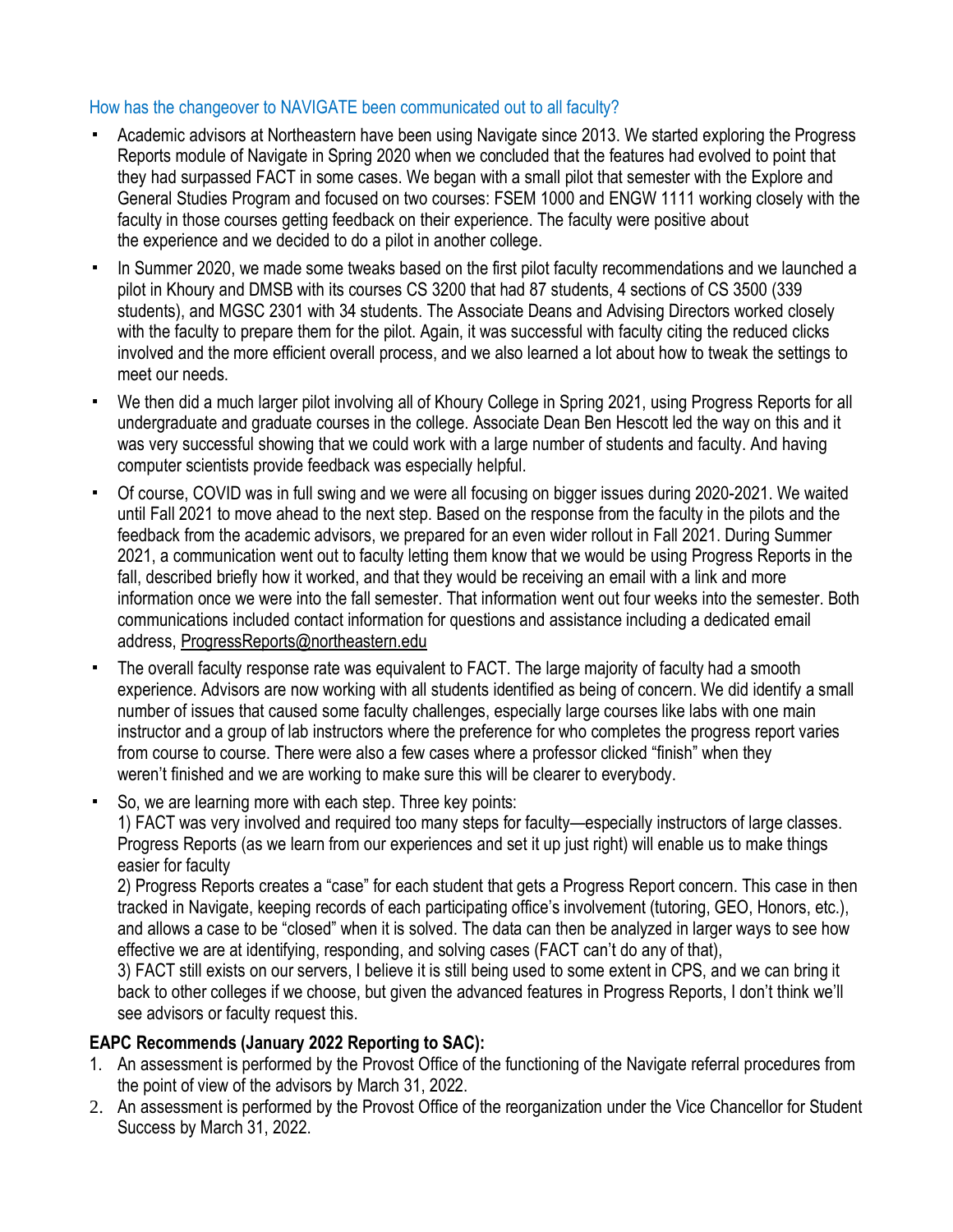### How has the changeover to NAVIGATE been communicated out to all faculty?

- Academic advisors at Northeastern have been using Navigate since 2013. We started exploring the Progress Reports module of Navigate in Spring 2020 when we concluded that the features had evolved to point that they had surpassed FACT in some cases. We began with a small pilot that semester with the Explore and General Studies Program and focused on two courses: FSEM 1000 and ENGW 1111 working closely with the faculty in those courses getting feedback on their experience. The faculty were positive about the experience and we decided to do a pilot in another college.
- In Summer 2020, we made some tweaks based on the first pilot faculty recommendations and we launched a pilot in Khoury and DMSB with its courses CS 3200 that had 87 students, 4 sections of CS 3500 (339 students), and MGSC 2301 with 34 students. The Associate Deans and Advising Directors worked closely with the faculty to prepare them for the pilot. Again, it was successful with faculty citing the reduced clicks involved and the more efficient overall process, and we also learned a lot about how to tweak the settings to meet our needs.
- We then did a much larger pilot involving all of Khoury College in Spring 2021, using Progress Reports for all undergraduate and graduate courses in the college. Associate Dean Ben Hescott led the way on this and it was very successful showing that we could work with a large number of students and faculty. And having computer scientists provide feedback was especially helpful.
- Of course, COVID was in full swing and we were all focusing on bigger issues during 2020-2021. We waited until Fall 2021 to move ahead to the next step. Based on the response from the faculty in the pilots and the feedback from the academic advisors, we prepared for an even wider rollout in Fall 2021. During Summer 2021, a communication went out to faculty letting them know that we would be using Progress Reports in the fall, described briefly how it worked, and that they would be receiving an email with a link and more information once we were into the fall semester. That information went out four weeks into the semester. Both communications included contact information for questions and assistance including a dedicated email address, ProgressReports@northeastern.edu
- The overall faculty response rate was equivalent to FACT. The large majority of faculty had a smooth experience. Advisors are now working with all students identified as being of concern. We did identify a small number of issues that caused some faculty challenges, especially large courses like labs with one main instructor and a group of lab instructors where the preference for who completes the progress report varies from course to course. There were also a few cases where a professor clicked "finish" when they weren't finished and we are working to make sure this will be clearer to everybody.
- So, we are learning more with each step. Three key points:
  1) FACT was very involved and required too many steps for faculty—especially instructors of large classes. Progress Reports (as we learn from our experiences and set it up just right) will enable us to make things easier for faculty
  2) Progress Reports creates a "case" for each student that gets a Progress Report concern. This case in then tracked in Navigate, keeping records of each participating office's involvement (tutoring, GEO, Honors, etc.), and allows a case to be "closed" when it is solved. The data can then be analyzed in larger ways to see how effective we are at identifying, responding, and solving cases (FACT can't do any of that),
  3) FACT still exists on our servers, I believe it is still being used to some extent in CPS, and we can bring it back to other colleges if we choose, but given the advanced features in Progress Reports, I don't think we'll see advisors or faculty request this.

**EAPC Recommends (January 2022 Reporting to SAC):**

1. An assessment is performed by the Provost Office of the functioning of the Navigate referral procedures from the point of view of the advisors by March 31, 2022.
2. An assessment is performed by the Provost Office of the reorganization under the Vice Chancellor for Student Success by March 31, 2022.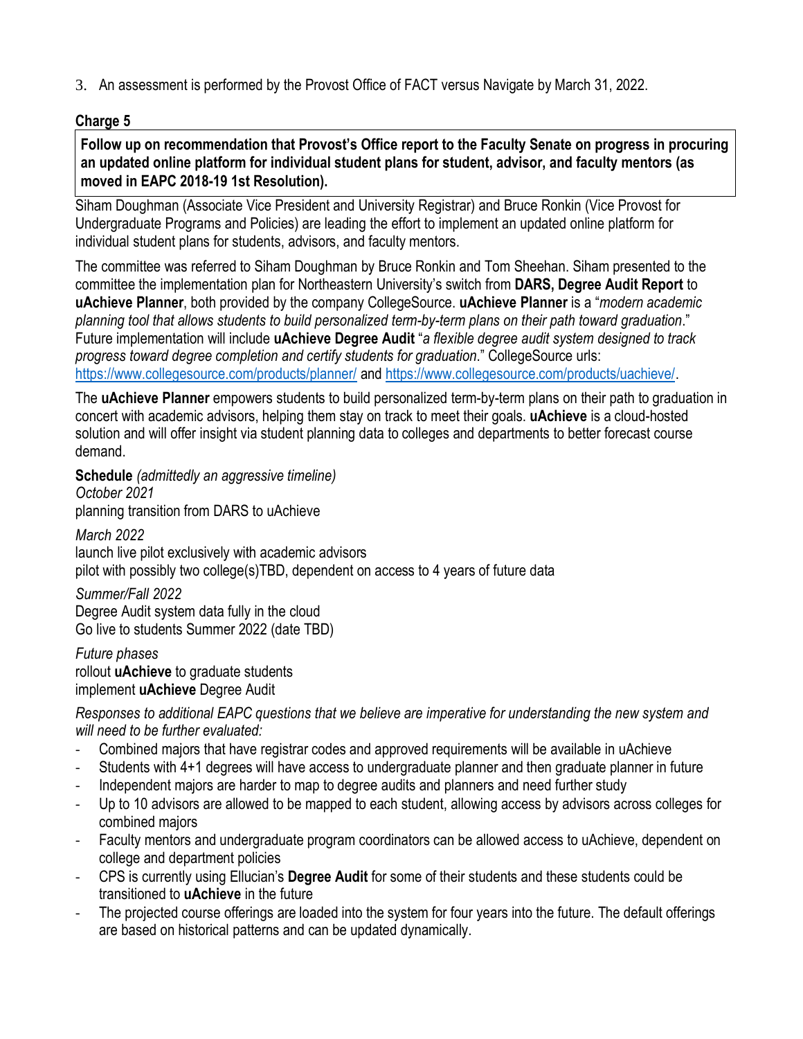3. An assessment is performed by the Provost Office of FACT versus Navigate by March 31, 2022.

**Charge 5**

**Follow up on recommendation that Provost's Office report to the Faculty Senate on progress in procuring an updated online platform for individual student plans for student, advisor, and faculty mentors (as moved in EAPC 2018-19 1st Resolution).**

Siham Doughman (Associate Vice President and University Registrar) and Bruce Ronkin (Vice Provost for Undergraduate Programs and Policies) are leading the effort to implement an updated online platform for individual student plans for students, advisors, and faculty mentors.

The committee was referred to Siham Doughman by Bruce Ronkin and Tom Sheehan. Siham presented to the committee the implementation plan for Northeastern University's switch from **DARS, Degree Audit Report** to **uAchieve Planner**, both provided by the company CollegeSource. **uAchieve Planner** is a "*modern academic planning tool that allows students to build personalized term-by-term plans on their path toward graduation*." Future implementation will include **uAchieve Degree Audit** "*a flexible degree audit system designed to track progress toward degree completion and certify students for graduation*." CollegeSource urls: https://www.collegesource.com/products/planner/ and https://www.collegesource.com/products/uachieve/.

The **uAchieve Planner** empowers students to build personalized term-by-term plans on their path to graduation in concert with academic advisors, helping them stay on track to meet their goals. **uAchieve** is a cloud-hosted solution and will offer insight via student planning data to colleges and departments to better forecast course demand.

**Schedule** *(admittedly an aggressive timeline)*
*October 2021*
planning transition from DARS to uAchieve

*March 2022*
launch live pilot exclusively with academic advisors
pilot with possibly two college(s)TBD, dependent on access to 4 years of future data

*Summer/Fall 2022*
Degree Audit system data fully in the cloud
Go live to students Summer 2022 (date TBD)

*Future phases*
rollout **uAchieve** to graduate students
implement **uAchieve** Degree Audit

*Responses to additional EAPC questions that we believe are imperative for understanding the new system and will need to be further evaluated:*

- Combined majors that have registrar codes and approved requirements will be available in uAchieve
- Students with 4+1 degrees will have access to undergraduate planner and then graduate planner in future
- Independent majors are harder to map to degree audits and planners and need further study
- Up to 10 advisors are allowed to be mapped to each student, allowing access by advisors across colleges for combined majors
- Faculty mentors and undergraduate program coordinators can be allowed access to uAchieve, dependent on college and department policies
- CPS is currently using Ellucian's **Degree Audit** for some of their students and these students could be transitioned to **uAchieve** in the future
- The projected course offerings are loaded into the system for four years into the future. The default offerings are based on historical patterns and can be updated dynamically.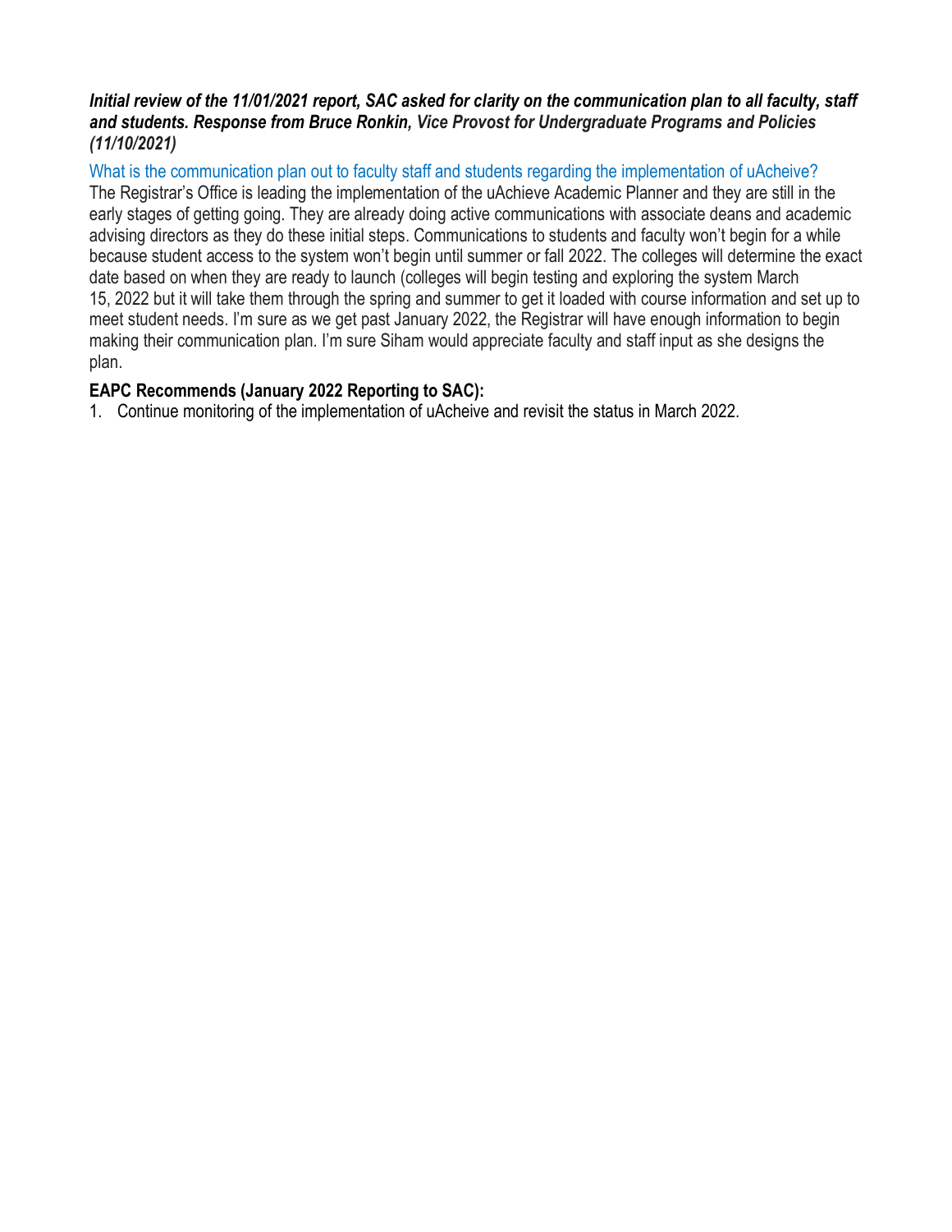***Initial review of the 11/01/2021 report, SAC asked for clarity on the communication plan to all faculty, staff and students. Response from Bruce Ronkin, Vice Provost for Undergraduate Programs and Policies (11/10/2021)***

What is the communication plan out to faculty staff and students regarding the implementation of uAcheive?

The Registrar's Office is leading the implementation of the uAchieve Academic Planner and they are still in the early stages of getting going. They are already doing active communications with associate deans and academic advising directors as they do these initial steps. Communications to students and faculty won't begin for a while because student access to the system won't begin until summer or fall 2022. The colleges will determine the exact date based on when they are ready to launch (colleges will begin testing and exploring the system March 15, 2022 but it will take them through the spring and summer to get it loaded with course information and set up to meet student needs. I'm sure as we get past January 2022, the Registrar will have enough information to begin making their communication plan. I'm sure Siham would appreciate faculty and staff input as she designs the plan.

**EAPC Recommends (January 2022 Reporting to SAC):**

1. Continue monitoring of the implementation of uAcheive and revisit the status in March 2022.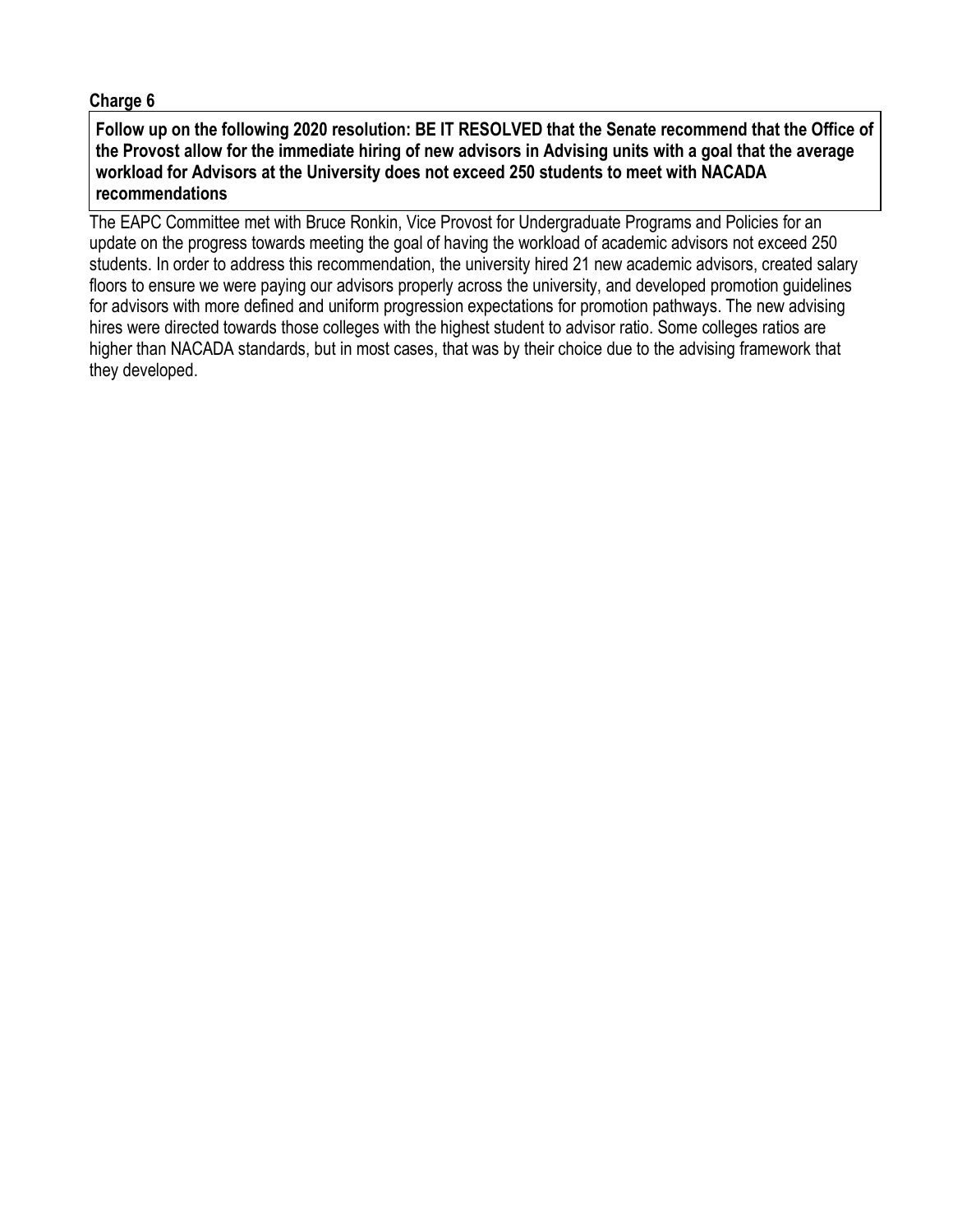**Charge 6**

**Follow up on the following 2020 resolution: BE IT RESOLVED that the Senate recommend that the Office of the Provost allow for the immediate hiring of new advisors in Advising units with a goal that the average workload for Advisors at the University does not exceed 250 students to meet with NACADA recommendations**

The EAPC Committee met with Bruce Ronkin, Vice Provost for Undergraduate Programs and Policies for an update on the progress towards meeting the goal of having the workload of academic advisors not exceed 250 students. In order to address this recommendation, the university hired 21 new academic advisors, created salary floors to ensure we were paying our advisors properly across the university, and developed promotion guidelines for advisors with more defined and uniform progression expectations for promotion pathways. The new advising hires were directed towards those colleges with the highest student to advisor ratio. Some colleges ratios are higher than NACADA standards, but in most cases, that was by their choice due to the advising framework that they developed.